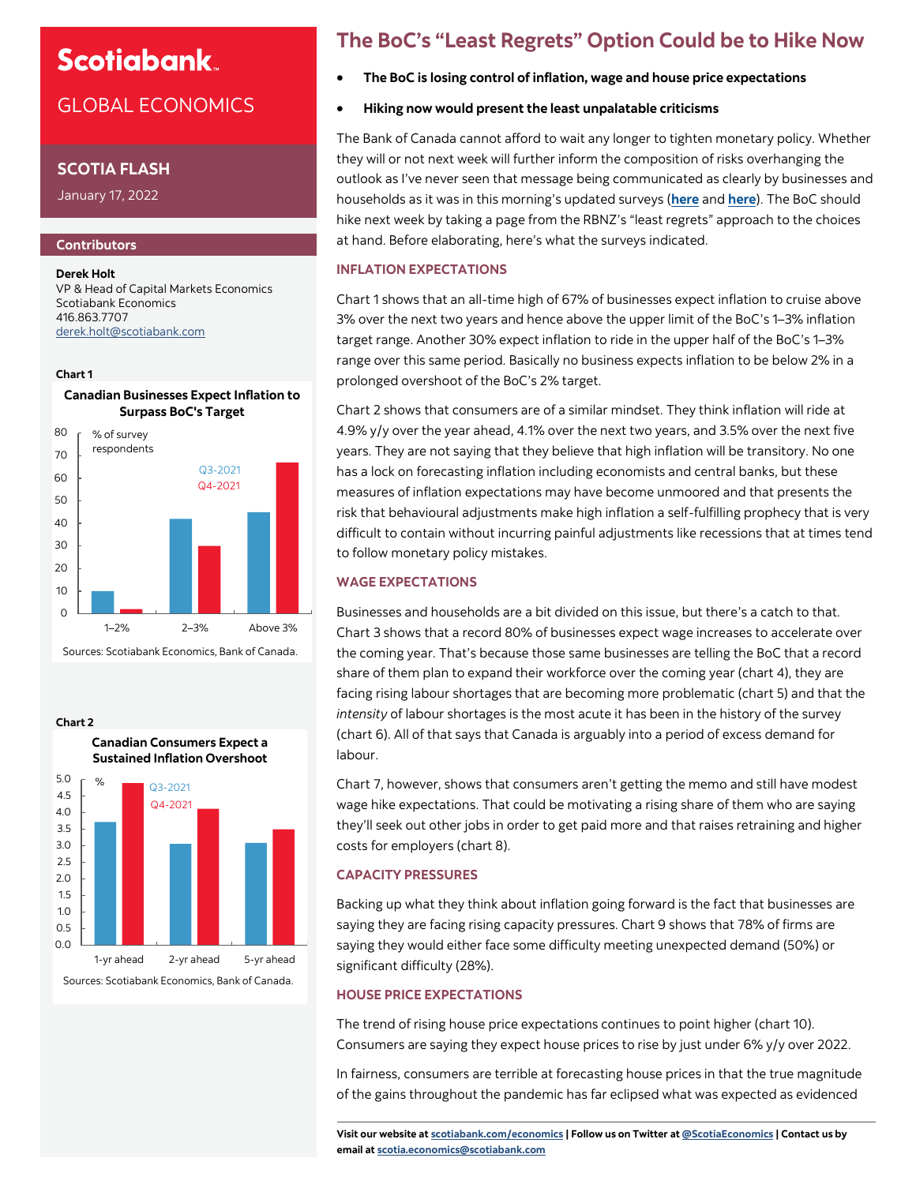# Scotiabank

## GLOBAL ECONOMICS

### SCOTIA FLASH

January 17, 2022

#### Contributors

**Derek Holt**
VP & Head of Capital Markets Economics
Scotiabank Economics
416.863.7707
derek.holt@scotiabank.com

**Chart 1**

**Canadian Businesses Expect Inflation to Surpass BoC's Target**

% of survey respondents

| | Q3-2021 | Q4-2021 |
|---|---|---|
| 1–2% | 10 | 2 |
| 2–3% | 42 | 30 |
| Above 3% | 45 | 67 |

Sources: Scotiabank Economics, Bank of Canada.

**Chart 2**

**Canadian Consumers Expect a Sustained Inflation Overshoot**

%

| | Q3-2021 | Q4-2021 |
|---|---|---|
| 1-yr ahead | 3.7 | 4.9 |
| 2-yr ahead | 3.05 | 4.1 |
| 5-yr ahead | 3.07 | 3.5 |

Sources: Scotiabank Economics, Bank of Canada.

# The BoC's "Least Regrets" Option Could be to Hike Now

- **The BoC is losing control of inflation, wage and house price expectations**
- **Hiking now would present the least unpalatable criticisms**

The Bank of Canada cannot afford to wait any longer to tighten monetary policy. Whether they will or not next week will further inform the composition of risks overhanging the outlook as I've never seen that message being communicated as clearly by businesses and households as it was in this morning's updated surveys (**here** and **here**). The BoC should hike next week by taking a page from the RBNZ's "least regrets" approach to the choices at hand. Before elaborating, here's what the surveys indicated.

## INFLATION EXPECTATIONS

Chart 1 shows that an all-time high of 67% of businesses expect inflation to cruise above 3% over the next two years and hence above the upper limit of the BoC's 1–3% inflation target range. Another 30% expect inflation to ride in the upper half of the BoC's 1–3% range over this same period. Basically no business expects inflation to be below 2% in a prolonged overshoot of the BoC's 2% target.

Chart 2 shows that consumers are of a similar mindset. They think inflation will ride at 4.9% y/y over the year ahead, 4.1% over the next two years, and 3.5% over the next five years. They are not saying that they believe that high inflation will be transitory. No one has a lock on forecasting inflation including economists and central banks, but these measures of inflation expectations may have become unmoored and that presents the risk that behavioural adjustments make high inflation a self-fulfilling prophecy that is very difficult to contain without incurring painful adjustments like recessions that at times tend to follow monetary policy mistakes.

## WAGE EXPECTATIONS

Businesses and households are a bit divided on this issue, but there's a catch to that. Chart 3 shows that a record 80% of businesses expect wage increases to accelerate over the coming year. That's because those same businesses are telling the BoC that a record share of them plan to expand their workforce over the coming year (chart 4), they are facing rising labour shortages that are becoming more problematic (chart 5) and that the *intensity* of labour shortages is the most acute it has been in the history of the survey (chart 6). All of that says that Canada is arguably into a period of excess demand for labour.

Chart 7, however, shows that consumers aren't getting the memo and still have modest wage hike expectations. That could be motivating a rising share of them who are saying they'll seek out other jobs in order to get paid more and that raises retraining and higher costs for employers (chart 8).

## CAPACITY PRESSURES

Backing up what they think about inflation going forward is the fact that businesses are saying they are facing rising capacity pressures. Chart 9 shows that 78% of firms are saying they would either face some difficulty meeting unexpected demand (50%) or significant difficulty (28%).

## HOUSE PRICE EXPECTATIONS

The trend of rising house price expectations continues to point higher (chart 10). Consumers are saying they expect house prices to rise by just under 6% y/y over 2022.

In fairness, consumers are terrible at forecasting house prices in that the true magnitude of the gains throughout the pandemic has far eclipsed what was expected as evidenced

**Visit our website at scotiabank.com/economics | Follow us on Twitter at @ScotiaEconomics | Contact us by email at scotia.economics@scotiabank.com**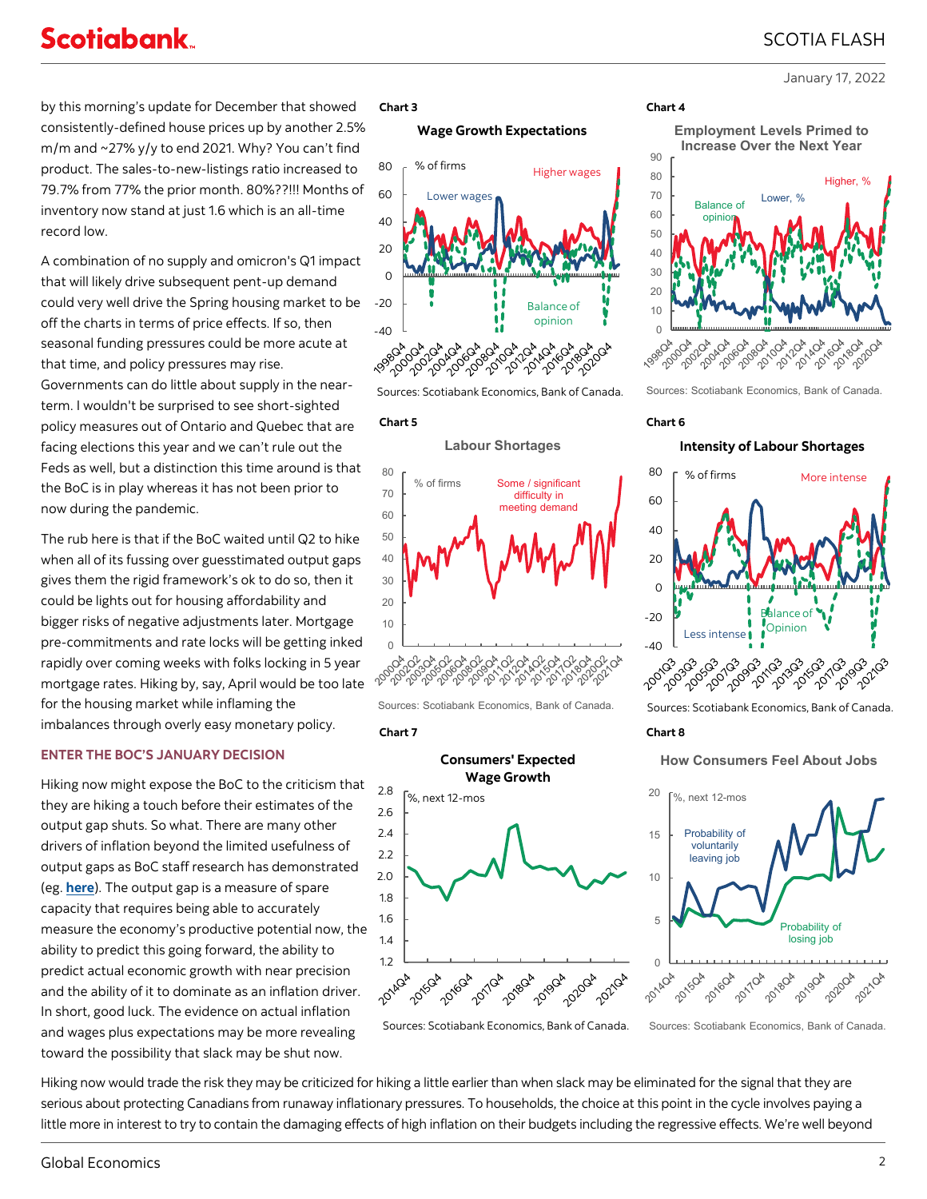by this morning's update for December that showed consistently-defined house prices up by another 2.5% m/m and ~27% y/y to end 2021. Why? You can't find product. The sales-to-new-listings ratio increased to 79.7% from 77% the prior month. 80%??!!! Months of inventory now stand at just 1.6 which is an all-time record low.

A combination of no supply and omicron's Q1 impact that will likely drive subsequent pent-up demand could very well drive the Spring housing market to be off the charts in terms of price effects. If so, then seasonal funding pressures could be more acute at that time, and policy pressures may rise. Governments can do little about supply in the near-term. I wouldn't be surprised to see short-sighted policy measures out of Ontario and Quebec that are facing elections this year and we can't rule out the Feds as well, but a distinction this time around is that the BoC is in play whereas it has not been prior to now during the pandemic.

The rub here is that if the BoC waited until Q2 to hike when all of its fussing over guesstimated output gaps gives them the rigid framework's ok to do so, then it could be lights out for housing affordability and bigger risks of negative adjustments later. Mortgage pre-commitments and rate locks will be getting inked rapidly over coming weeks with folks locking in 5 year mortgage rates. Hiking by, say, April would be too late for the housing market while inflaming the imbalances through overly easy monetary policy.

## ENTER THE BOC'S JANUARY DECISION

Hiking now might expose the BoC to the criticism that they are hiking a touch before their estimates of the output gap shuts. So what. There are many other drivers of inflation beyond the limited usefulness of output gaps as BoC staff research has demonstrated (eg. **here**). The output gap is a measure of spare capacity that requires being able to accurately measure the economy's productive potential now, the ability to predict this going forward, the ability to predict actual economic growth with near precision and the ability of it to dominate as an inflation driver. In short, good luck. The evidence on actual inflation and wages plus expectations may be more revealing toward the possibility that slack may be shut now.

**Chart 3** — Wage Growth Expectations

Sources: Scotiabank Economics, Bank of Canada.

**Chart 4** — Employment Levels Primed to Increase Over the Next Year

Sources: Scotiabank Economics, Bank of Canada.

**Chart 5** — Labour Shortages

Sources: Scotiabank Economics, Bank of Canada.

**Chart 6** — Intensity of Labour Shortages

Sources: Scotiabank Economics, Bank of Canada.

**Chart 7** — Consumers' Expected Wage Growth

Sources: Scotiabank Economics, Bank of Canada.

**Chart 8** — How Consumers Feel About Jobs

Sources: Scotiabank Economics, Bank of Canada.

Hiking now would trade the risk they may be criticized for hiking a little earlier than when slack may be eliminated for the signal that they are serious about protecting Canadians from runaway inflationary pressures. To households, the choice at this point in the cycle involves paying a little more in interest to try to contain the damaging effects of high inflation on their budgets including the regressive effects. We're well beyond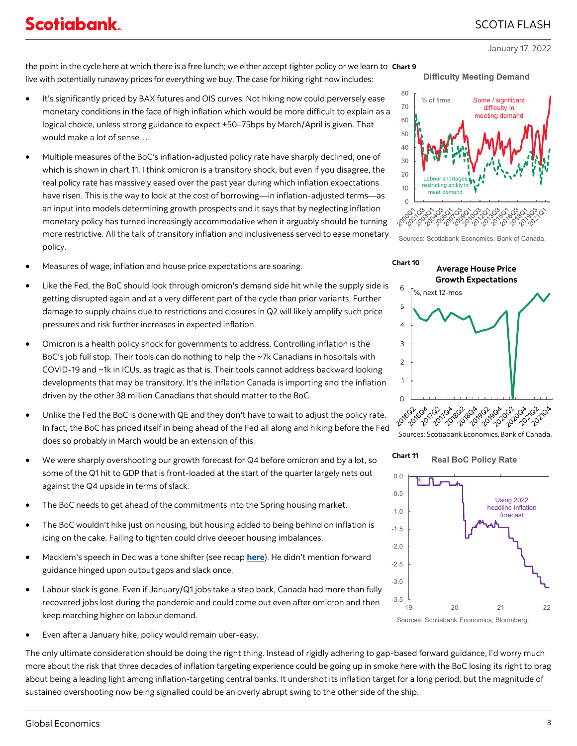the point in the cycle here at which there is a free lunch; we either accept tighter policy or we learn to live with potentially runaway prices for everything we buy. The case for hiking right now includes:

- It's significantly priced by BAX futures and OIS curves. Not hiking now could perversely ease monetary conditions in the face of high inflation which would be more difficult to explain as a logical choice, unless strong guidance to expect +50–75bps by March/April is given. That would make a lot of sense….
- Multiple measures of the BoC's inflation-adjusted policy rate have sharply declined, one of which is shown in chart 11. I think omicron is a transitory shock, but even if you disagree, the real policy rate has massively eased over the past year during which inflation expectations have risen. This is the way to look at the cost of borrowing—in inflation-adjusted terms—as an input into models determining growth prospects and it says that by neglecting inflation monetary policy has turned increasingly accommodative when it arguably should be turning more restrictive. All the talk of transitory inflation and inclusiveness served to ease monetary policy.
- Measures of wage, inflation and house price expectations are soaring.
- Like the Fed, the BoC should look through omicron's demand side hit while the supply side is getting disrupted again and at a very different part of the cycle than prior variants. Further damage to supply chains due to restrictions and closures in Q2 will likely amplify such price pressures and risk further increases in expected inflation.
- Omicron is a health policy shock for governments to address. Controlling inflation is the BoC's job full stop. Their tools can do nothing to help the ~7k Canadians in hospitals with COVID-19 and ~1k in ICUs, as tragic as that is. Their tools cannot address backward looking developments that may be transitory. It's the inflation Canada is importing and the inflation driven by the other 38 million Canadians that should matter to the BoC.
- Unlike the Fed the BoC is done with QE and they don't have to wait to adjust the policy rate. In fact, the BoC has prided itself in being ahead of the Fed all along and hiking before the Fed does so probably in March would be an extension of this.
- We were sharply overshooting our growth forecast for Q4 before omicron and by a lot, so some of the Q1 hit to GDP that is front-loaded at the start of the quarter largely nets out against the Q4 upside in terms of slack.
- The BoC needs to get ahead of the commitments into the Spring housing market.
- The BoC wouldn't hike just on housing, but housing added to being behind on inflation is icing on the cake. Failing to tighten could drive deeper housing imbalances.
- Macklem's speech in Dec was a tone shifter (see recap **here**). He didn't mention forward guidance hinged upon output gaps and slack once.
- Labour slack is gone. Even if January/Q1 jobs take a step back, Canada had more than fully recovered jobs lost during the pandemic and could come out even after omicron and then keep marching higher on labour demand.
- Even after a January hike, policy would remain uber-easy.

The only ultimate consideration should be doing the right thing. Instead of rigidly adhering to gap-based forward guidance, I'd worry much more about the risk that three decades of inflation targeting experience could be going up in smoke here with the BoC losing its right to brag about being a leading light among inflation-targeting central banks. It undershot its inflation target for a long period, but the magnitude of sustained overshooting now being signalled could be an overly abrupt swing to the other side of the ship.

**Chart 9**

**Difficulty Meeting Demand**

Sources: Scotiabank Economics, Bank of Canada.

**Chart 10**

**Average House Price Growth Expectations**

Sources: Scotiabank Economics, Bank of Canada.

**Chart 11**

**Real BoC Policy Rate**

Sources: Scotiabank Economics, Bloomberg.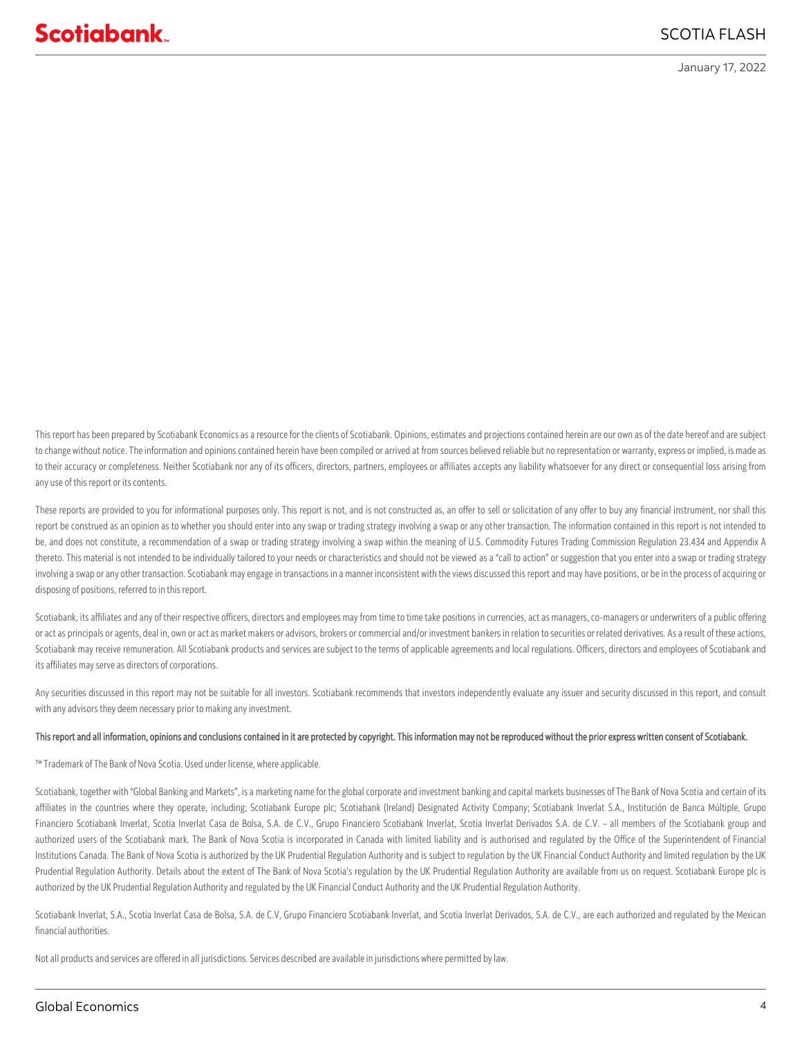This report has been prepared by Scotiabank Economics as a resource for the clients of Scotiabank. Opinions, estimates and projections contained herein are our own as of the date hereof and are subject to change without notice. The information and opinions contained herein have been compiled or arrived at from sources believed reliable but no representation or warranty, express or implied, is made as to their accuracy or completeness. Neither Scotiabank nor any of its officers, directors, partners, employees or affiliates accepts any liability whatsoever for any direct or consequential loss arising from any use of this report or its contents.

These reports are provided to you for informational purposes only. This report is not, and is not constructed as, an offer to sell or solicitation of any offer to buy any financial instrument, nor shall this report be construed as an opinion as to whether you should enter into any swap or trading strategy involving a swap or any other transaction. The information contained in this report is not intended to be, and does not constitute, a recommendation of a swap or trading strategy involving a swap within the meaning of U.S. Commodity Futures Trading Commission Regulation 23.434 and Appendix A thereto. This material is not intended to be individually tailored to your needs or characteristics and should not be viewed as a "call to action" or suggestion that you enter into a swap or trading strategy involving a swap or any other transaction. Scotiabank may engage in transactions in a manner inconsistent with the views discussed this report and may have positions, or be in the process of acquiring or disposing of positions, referred to in this report.

Scotiabank, its affiliates and any of their respective officers, directors and employees may from time to time take positions in currencies, act as managers, co-managers or underwriters of a public offering or act as principals or agents, deal in, own or act as market makers or advisors, brokers or commercial and/or investment bankers in relation to securities or related derivatives. As a result of these actions, Scotiabank may receive remuneration. All Scotiabank products and services are subject to the terms of applicable agreements and local regulations. Officers, directors and employees of Scotiabank and its affiliates may serve as directors of corporations.

Any securities discussed in this report may not be suitable for all investors. Scotiabank recommends that investors independently evaluate any issuer and security discussed in this report, and consult with any advisors they deem necessary prior to making any investment.

**This report and all information, opinions and conclusions contained in it are protected by copyright. This information may not be reproduced without the prior express written consent of Scotiabank.**

™ Trademark of The Bank of Nova Scotia. Used under license, where applicable.

Scotiabank, together with "Global Banking and Markets", is a marketing name for the global corporate and investment banking and capital markets businesses of The Bank of Nova Scotia and certain of its affiliates in the countries where they operate, including; Scotiabank Europe plc; Scotiabank (Ireland) Designated Activity Company; Scotiabank Inverlat S.A., Institución de Banca Múltiple, Grupo Financiero Scotiabank Inverlat, Scotia Inverlat Casa de Bolsa, S.A. de C.V., Grupo Financiero Scotiabank Inverlat, Scotia Inverlat Derivados S.A. de C.V. – all members of the Scotiabank group and authorized users of the Scotiabank mark. The Bank of Nova Scotia is incorporated in Canada with limited liability and is authorised and regulated by the Office of the Superintendent of Financial Institutions Canada. The Bank of Nova Scotia is authorized by the UK Prudential Regulation Authority and is subject to regulation by the UK Financial Conduct Authority and limited regulation by the UK Prudential Regulation Authority. Details about the extent of The Bank of Nova Scotia's regulation by the UK Prudential Regulation Authority are available from us on request. Scotiabank Europe plc is authorized by the UK Prudential Regulation Authority and regulated by the UK Financial Conduct Authority and the UK Prudential Regulation Authority.

Scotiabank Inverlat, S.A., Scotia Inverlat Casa de Bolsa, S.A. de C.V, Grupo Financiero Scotiabank Inverlat, and Scotia Inverlat Derivados, S.A. de C.V., are each authorized and regulated by the Mexican financial authorities.

Not all products and services are offered in all jurisdictions. Services described are available in jurisdictions where permitted by law.